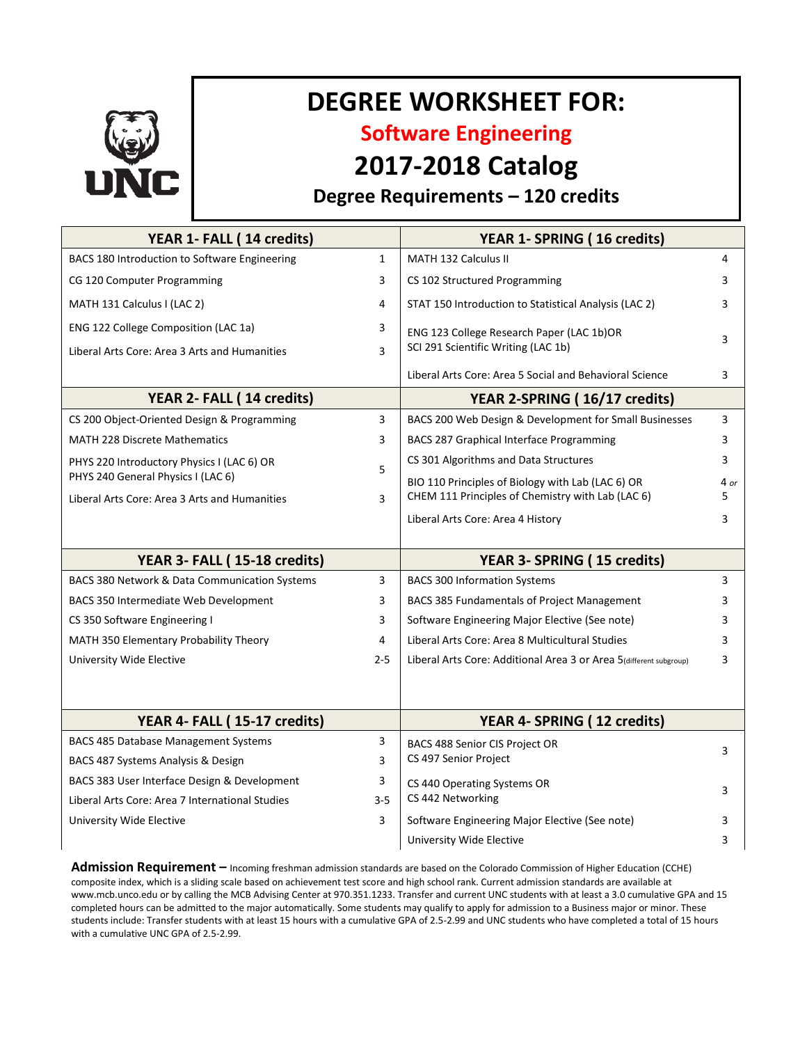# DEGREE WORKSHEET FOR:

## Software Engineering

## 2017-2018 Catalog

### Degree Requirements – 120 credits

| YEAR 1- FALL ( 14 credits) | | YEAR 1- SPRING ( 16 credits) | |
|---|---|---|---|
| BACS 180 Introduction to Software Engineering | 1 | MATH 132 Calculus II | 4 |
| CG 120 Computer Programming | 3 | CS 102 Structured Programming | 3 |
| MATH 131 Calculus I (LAC 2) | 4 | STAT 150 Introduction to Statistical Analysis (LAC 2) | 3 |
| ENG 122 College Composition (LAC 1a) | 3 | ENG 123 College Research Paper (LAC 1b)OR SCI 291 Scientific Writing (LAC 1b) | 3 |
| Liberal Arts Core: Area 3 Arts and Humanities | 3 | Liberal Arts Core: Area 5 Social and Behavioral Science | 3 |

| YEAR 2- FALL ( 14 credits) | | YEAR 2-SPRING ( 16/17 credits) | |
|---|---|---|---|
| CS 200 Object-Oriented Design & Programming | 3 | BACS 200 Web Design & Development for Small Businesses | 3 |
| MATH 228 Discrete Mathematics | 3 | BACS 287 Graphical Interface Programming | 3 |
| PHYS 220 Introductory Physics I (LAC 6) OR PHYS 240 General Physics I (LAC 6) | 5 | CS 301 Algorithms and Data Structures | 3 |
| Liberal Arts Core: Area 3 Arts and Humanities | 3 | BIO 110 Principles of Biology with Lab (LAC 6) OR CHEM 111 Principles of Chemistry with Lab (LAC 6) | 4 or 5 |
| | | Liberal Arts Core: Area 4 History | 3 |

| YEAR 3- FALL ( 15-18 credits) | | YEAR 3- SPRING ( 15 credits) | |
|---|---|---|---|
| BACS 380 Network & Data Communication Systems | 3 | BACS 300 Information Systems | 3 |
| BACS 350 Intermediate Web Development | 3 | BACS 385 Fundamentals of Project Management | 3 |
| CS 350 Software Engineering I | 3 | Software Engineering Major Elective (See note) | 3 |
| MATH 350 Elementary Probability Theory | 4 | Liberal Arts Core: Area 8 Multicultural Studies | 3 |
| University Wide Elective | 2-5 | Liberal Arts Core: Additional Area 3 or Area 5 (different subgroup) | 3 |

| YEAR 4- FALL ( 15-17 credits) | | YEAR 4- SPRING ( 12 credits) | |
|---|---|---|---|
| BACS 485 Database Management Systems | 3 | BACS 488 Senior CIS Project OR CS 497 Senior Project | 3 |
| BACS 487 Systems Analysis & Design | 3 | | |
| BACS 383 User Interface Design & Development | 3 | CS 440 Operating Systems OR CS 442 Networking | 3 |
| Liberal Arts Core: Area 7 International Studies | 3-5 | | |
| University Wide Elective | 3 | Software Engineering Major Elective (See note) | 3 |
| | | University Wide Elective | 3 |

**Admission Requirement –** Incoming freshman admission standards are based on the Colorado Commission of Higher Education (CCHE) composite index, which is a sliding scale based on achievement test score and high school rank. Current admission standards are available at www.mcb.unco.edu or by calling the MCB Advising Center at 970.351.1233. Transfer and current UNC students with at least a 3.0 cumulative GPA and 15 completed hours can be admitted to the major automatically. Some students may qualify to apply for admission to a Business major or minor. These students include: Transfer students with at least 15 hours with a cumulative GPA of 2.5-2.99 and UNC students who have completed a total of 15 hours with a cumulative UNC GPA of 2.5-2.99.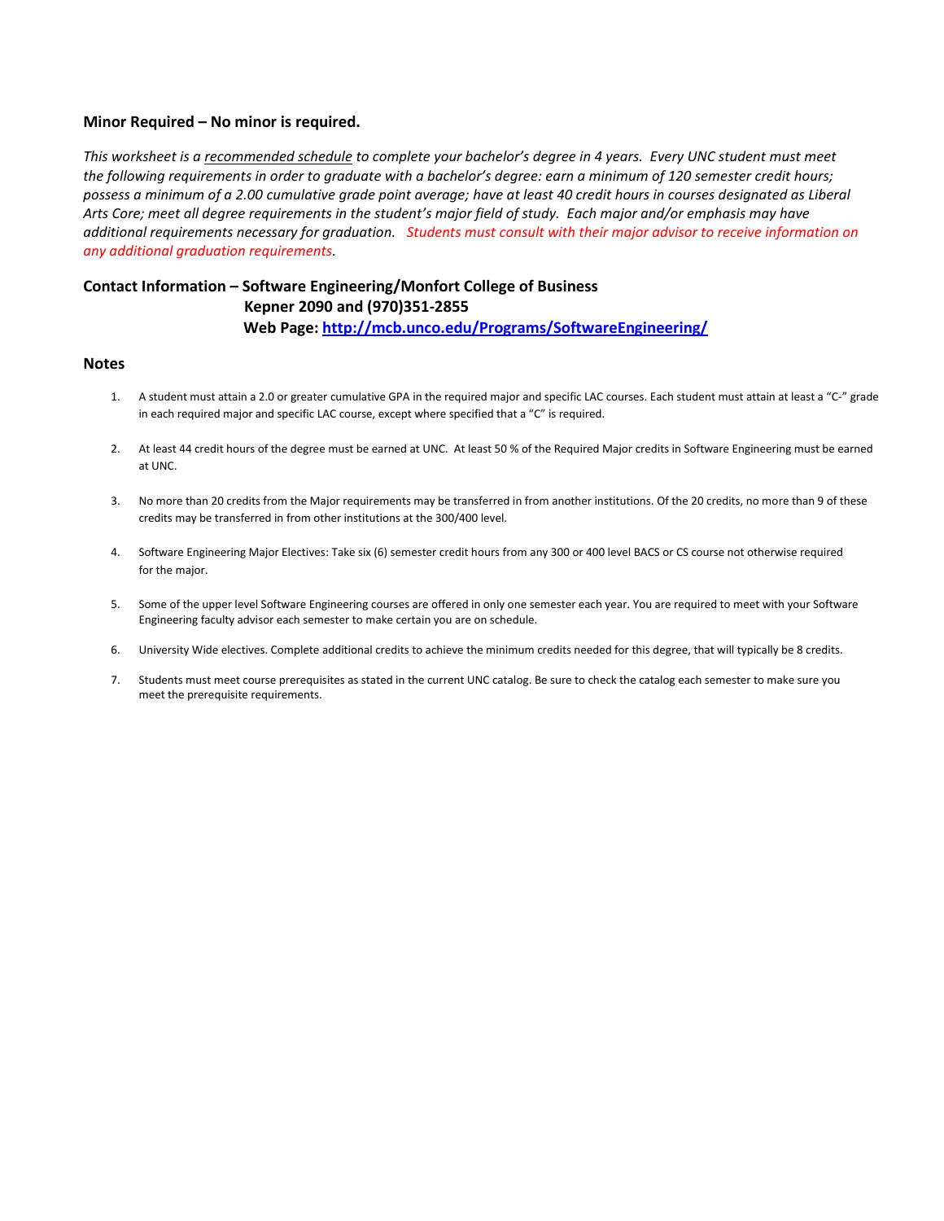**Minor Required – No minor is required.**

*This worksheet is a recommended schedule to complete your bachelor's degree in 4 years. Every UNC student must meet the following requirements in order to graduate with a bachelor's degree: earn a minimum of 120 semester credit hours; possess a minimum of a 2.00 cumulative grade point average; have at least 40 credit hours in courses designated as Liberal Arts Core; meet all degree requirements in the student's major field of study. Each major and/or emphasis may have additional requirements necessary for graduation. Students must consult with their major advisor to receive information on any additional graduation requirements.*

**Contact Information – Software Engineering/Monfort College of Business**
**Kepner 2090 and (970)351-2855**
**Web Page: [http://mcb.unco.edu/Programs/SoftwareEngineering/](http://mcb.unco.edu/Programs/SoftwareEngineering/)**

**Notes**

1. A student must attain a 2.0 or greater cumulative GPA in the required major and specific LAC courses. Each student must attain at least a "C-" grade in each required major and specific LAC course, except where specified that a "C" is required.
2. At least 44 credit hours of the degree must be earned at UNC. At least 50 % of the Required Major credits in Software Engineering must be earned at UNC.
3. No more than 20 credits from the Major requirements may be transferred in from another institutions. Of the 20 credits, no more than 9 of these credits may be transferred in from other institutions at the 300/400 level.
4. Software Engineering Major Electives: Take six (6) semester credit hours from any 300 or 400 level BACS or CS course not otherwise required for the major.
5. Some of the upper level Software Engineering courses are offered in only one semester each year. You are required to meet with your Software Engineering faculty advisor each semester to make certain you are on schedule.
6. University Wide electives. Complete additional credits to achieve the minimum credits needed for this degree, that will typically be 8 credits.
7. Students must meet course prerequisites as stated in the current UNC catalog. Be sure to check the catalog each semester to make sure you meet the prerequisite requirements.